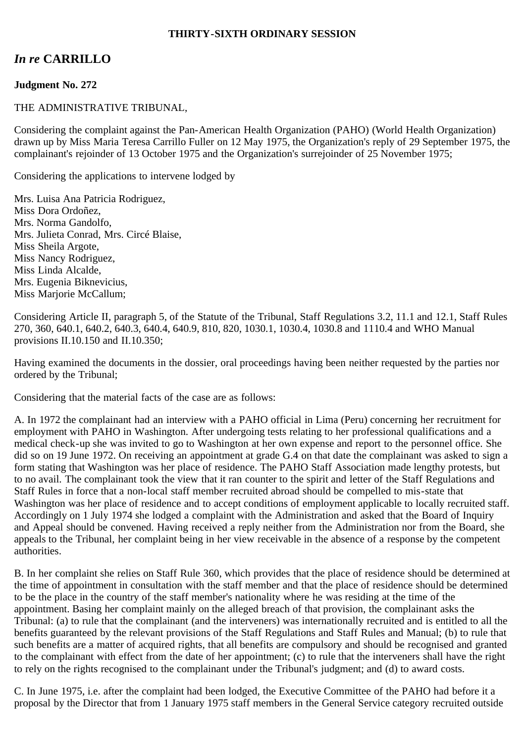**THIRTY-SIXTH ORDINARY SESSION**

## *In re* CARRILLO

**Judgment No. 272**

THE ADMINISTRATIVE TRIBUNAL,

Considering the complaint against the Pan-American Health Organization (PAHO) (World Health Organization) drawn up by Miss Maria Teresa Carrillo Fuller on 12 May 1975, the Organization's reply of 29 September 1975, the complainant's rejoinder of 13 October 1975 and the Organization's surrejoinder of 25 November 1975;

Considering the applications to intervene lodged by

Mrs. Luisa Ana Patricia Rodriguez,
Miss Dora Ordoñez,
Mrs. Norma Gandolfo,
Mrs. Julieta Conrad, Mrs. Circé Blaise,
Miss Sheila Argote,
Miss Nancy Rodriguez,
Miss Linda Alcalde,
Mrs. Eugenia Biknevicius,
Miss Marjorie McCallum;

Considering Article II, paragraph 5, of the Statute of the Tribunal, Staff Regulations 3.2, 11.1 and 12.1, Staff Rules 270, 360, 640.1, 640.2, 640.3, 640.4, 640.9, 810, 820, 1030.1, 1030.4, 1030.8 and 1110.4 and WHO Manual provisions II.10.150 and II.10.350;

Having examined the documents in the dossier, oral proceedings having been neither requested by the parties nor ordered by the Tribunal;

Considering that the material facts of the case are as follows:

A. In 1972 the complainant had an interview with a PAHO official in Lima (Peru) concerning her recruitment for employment with PAHO in Washington. After undergoing tests relating to her professional qualifications and a medical check-up she was invited to go to Washington at her own expense and report to the personnel office. She did so on 19 June 1972. On receiving an appointment at grade G.4 on that date the complainant was asked to sign a form stating that Washington was her place of residence. The PAHO Staff Association made lengthy protests, but to no avail. The complainant took the view that it ran counter to the spirit and letter of the Staff Regulations and Staff Rules in force that a non-local staff member recruited abroad should be compelled to mis-state that Washington was her place of residence and to accept conditions of employment applicable to locally recruited staff. Accordingly on 1 July 1974 she lodged a complaint with the Administration and asked that the Board of Inquiry and Appeal should be convened. Having received a reply neither from the Administration nor from the Board, she appeals to the Tribunal, her complaint being in her view receivable in the absence of a response by the competent authorities.

B. In her complaint she relies on Staff Rule 360, which provides that the place of residence should be determined at the time of appointment in consultation with the staff member and that the place of residence should be determined to be the place in the country of the staff member's nationality where he was residing at the time of the appointment. Basing her complaint mainly on the alleged breach of that provision, the complainant asks the Tribunal: (a) to rule that the complainant (and the interveners) was internationally recruited and is entitled to all the benefits guaranteed by the relevant provisions of the Staff Regulations and Staff Rules and Manual; (b) to rule that such benefits are a matter of acquired rights, that all benefits are compulsory and should be recognised and granted to the complainant with effect from the date of her appointment; (c) to rule that the interveners shall have the right to rely on the rights recognised to the complainant under the Tribunal's judgment; and (d) to award costs.

C. In June 1975, i.e. after the complaint had been lodged, the Executive Committee of the PAHO had before it a proposal by the Director that from 1 January 1975 staff members in the General Service category recruited outside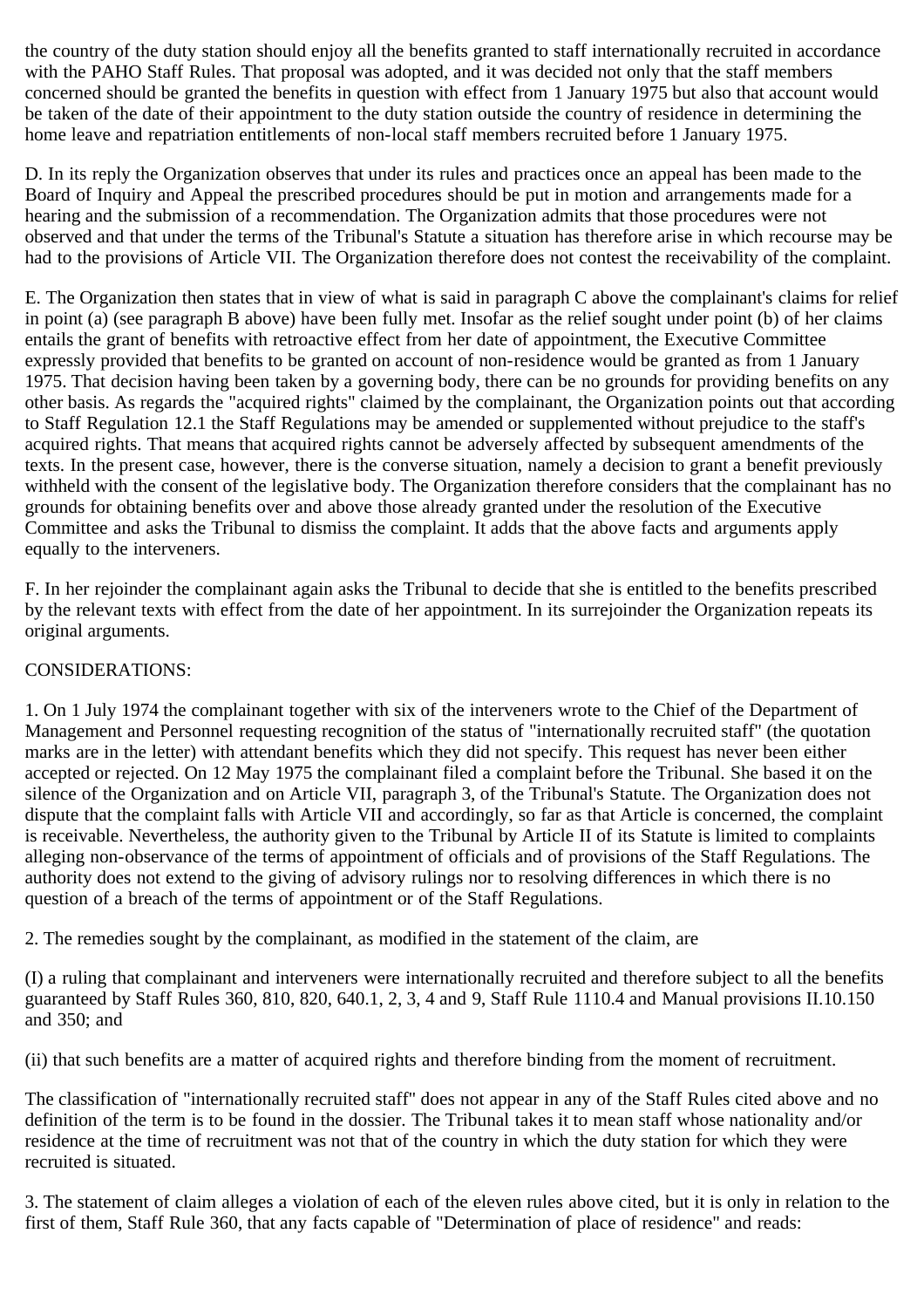the country of the duty station should enjoy all the benefits granted to staff internationally recruited in accordance with the PAHO Staff Rules. That proposal was adopted, and it was decided not only that the staff members concerned should be granted the benefits in question with effect from 1 January 1975 but also that account would be taken of the date of their appointment to the duty station outside the country of residence in determining the home leave and repatriation entitlements of non-local staff members recruited before 1 January 1975.

D. In its reply the Organization observes that under its rules and practices once an appeal has been made to the Board of Inquiry and Appeal the prescribed procedures should be put in motion and arrangements made for a hearing and the submission of a recommendation. The Organization admits that those procedures were not observed and that under the terms of the Tribunal's Statute a situation has therefore arise in which recourse may be had to the provisions of Article VII. The Organization therefore does not contest the receivability of the complaint.

E. The Organization then states that in view of what is said in paragraph C above the complainant's claims for relief in point (a) (see paragraph B above) have been fully met. Insofar as the relief sought under point (b) of her claims entails the grant of benefits with retroactive effect from her date of appointment, the Executive Committee expressly provided that benefits to be granted on account of non-residence would be granted as from 1 January 1975. That decision having been taken by a governing body, there can be no grounds for providing benefits on any other basis. As regards the "acquired rights" claimed by the complainant, the Organization points out that according to Staff Regulation 12.1 the Staff Regulations may be amended or supplemented without prejudice to the staff's acquired rights. That means that acquired rights cannot be adversely affected by subsequent amendments of the texts. In the present case, however, there is the converse situation, namely a decision to grant a benefit previously withheld with the consent of the legislative body. The Organization therefore considers that the complainant has no grounds for obtaining benefits over and above those already granted under the resolution of the Executive Committee and asks the Tribunal to dismiss the complaint. It adds that the above facts and arguments apply equally to the interveners.

F. In her rejoinder the complainant again asks the Tribunal to decide that she is entitled to the benefits prescribed by the relevant texts with effect from the date of her appointment. In its surrejoinder the Organization repeats its original arguments.

CONSIDERATIONS:

1. On 1 July 1974 the complainant together with six of the interveners wrote to the Chief of the Department of Management and Personnel requesting recognition of the status of "internationally recruited staff" (the quotation marks are in the letter) with attendant benefits which they did not specify. This request has never been either accepted or rejected. On 12 May 1975 the complainant filed a complaint before the Tribunal. She based it on the silence of the Organization and on Article VII, paragraph 3, of the Tribunal's Statute. The Organization does not dispute that the complaint falls with Article VII and accordingly, so far as that Article is concerned, the complaint is receivable. Nevertheless, the authority given to the Tribunal by Article II of its Statute is limited to complaints alleging non-observance of the terms of appointment of officials and of provisions of the Staff Regulations. The authority does not extend to the giving of advisory rulings nor to resolving differences in which there is no question of a breach of the terms of appointment or of the Staff Regulations.

2. The remedies sought by the complainant, as modified in the statement of the claim, are

(I) a ruling that complainant and interveners were internationally recruited and therefore subject to all the benefits guaranteed by Staff Rules 360, 810, 820, 640.1, 2, 3, 4 and 9, Staff Rule 1110.4 and Manual provisions II.10.150 and 350; and

(ii) that such benefits are a matter of acquired rights and therefore binding from the moment of recruitment.

The classification of "internationally recruited staff" does not appear in any of the Staff Rules cited above and no definition of the term is to be found in the dossier. The Tribunal takes it to mean staff whose nationality and/or residence at the time of recruitment was not that of the country in which the duty station for which they were recruited is situated.

3. The statement of claim alleges a violation of each of the eleven rules above cited, but it is only in relation to the first of them, Staff Rule 360, that any facts capable of "Determination of place of residence" and reads: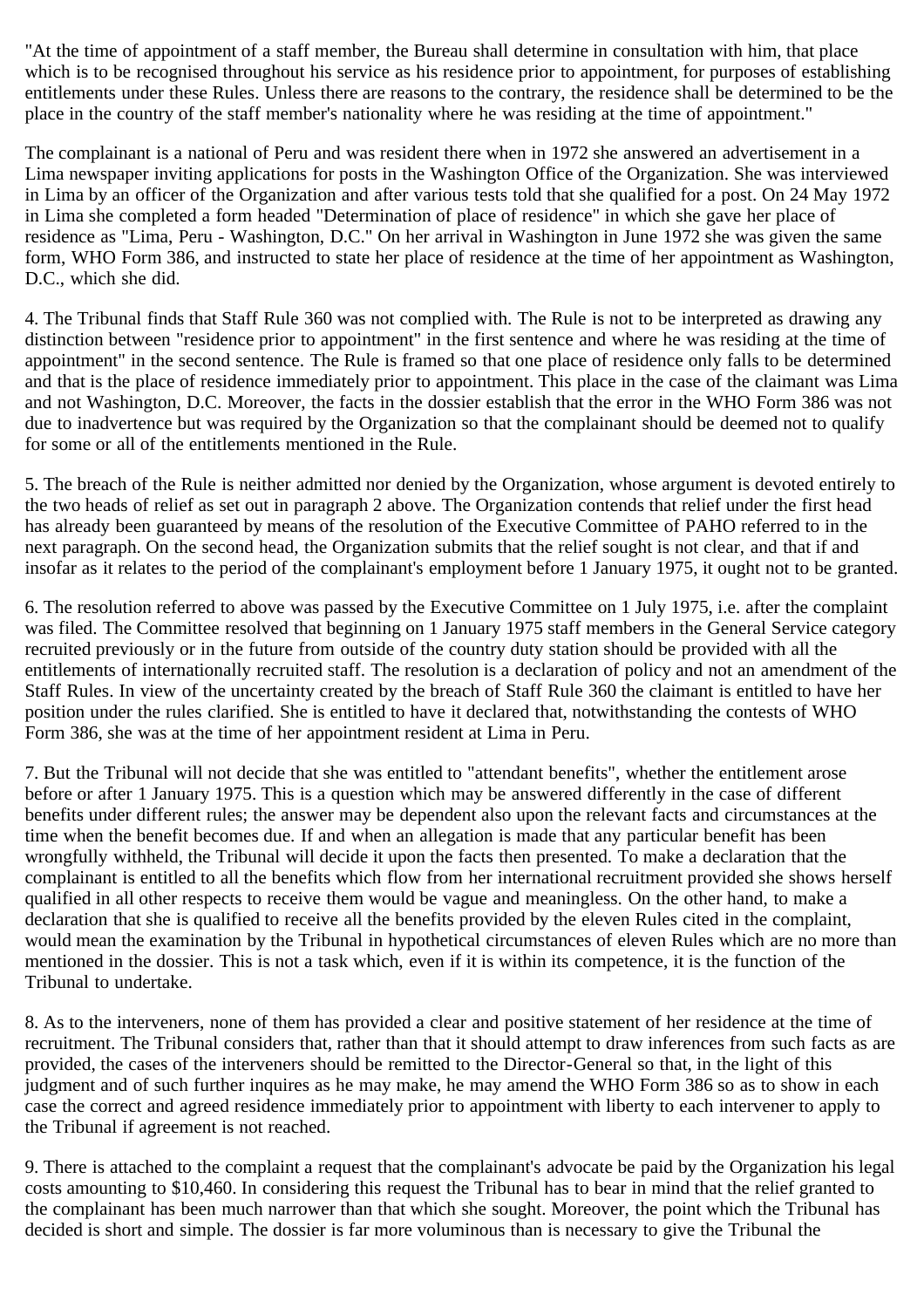"At the time of appointment of a staff member, the Bureau shall determine in consultation with him, that place which is to be recognised throughout his service as his residence prior to appointment, for purposes of establishing entitlements under these Rules. Unless there are reasons to the contrary, the residence shall be determined to be the place in the country of the staff member's nationality where he was residing at the time of appointment."

The complainant is a national of Peru and was resident there when in 1972 she answered an advertisement in a Lima newspaper inviting applications for posts in the Washington Office of the Organization. She was interviewed in Lima by an officer of the Organization and after various tests told that she qualified for a post. On 24 May 1972 in Lima she completed a form headed "Determination of place of residence" in which she gave her place of residence as "Lima, Peru - Washington, D.C." On her arrival in Washington in June 1972 she was given the same form, WHO Form 386, and instructed to state her place of residence at the time of her appointment as Washington, D.C., which she did.

4. The Tribunal finds that Staff Rule 360 was not complied with. The Rule is not to be interpreted as drawing any distinction between "residence prior to appointment" in the first sentence and where he was residing at the time of appointment" in the second sentence. The Rule is framed so that one place of residence only falls to be determined and that is the place of residence immediately prior to appointment. This place in the case of the claimant was Lima and not Washington, D.C. Moreover, the facts in the dossier establish that the error in the WHO Form 386 was not due to inadvertence but was required by the Organization so that the complainant should be deemed not to qualify for some or all of the entitlements mentioned in the Rule.

5. The breach of the Rule is neither admitted nor denied by the Organization, whose argument is devoted entirely to the two heads of relief as set out in paragraph 2 above. The Organization contends that relief under the first head has already been guaranteed by means of the resolution of the Executive Committee of PAHO referred to in the next paragraph. On the second head, the Organization submits that the relief sought is not clear, and that if and insofar as it relates to the period of the complainant's employment before 1 January 1975, it ought not to be granted.

6. The resolution referred to above was passed by the Executive Committee on 1 July 1975, i.e. after the complaint was filed. The Committee resolved that beginning on 1 January 1975 staff members in the General Service category recruited previously or in the future from outside of the country duty station should be provided with all the entitlements of internationally recruited staff. The resolution is a declaration of policy and not an amendment of the Staff Rules. In view of the uncertainty created by the breach of Staff Rule 360 the claimant is entitled to have her position under the rules clarified. She is entitled to have it declared that, notwithstanding the contests of WHO Form 386, she was at the time of her appointment resident at Lima in Peru.

7. But the Tribunal will not decide that she was entitled to "attendant benefits", whether the entitlement arose before or after 1 January 1975. This is a question which may be answered differently in the case of different benefits under different rules; the answer may be dependent also upon the relevant facts and circumstances at the time when the benefit becomes due. If and when an allegation is made that any particular benefit has been wrongfully withheld, the Tribunal will decide it upon the facts then presented. To make a declaration that the complainant is entitled to all the benefits which flow from her international recruitment provided she shows herself qualified in all other respects to receive them would be vague and meaningless. On the other hand, to make a declaration that she is qualified to receive all the benefits provided by the eleven Rules cited in the complaint, would mean the examination by the Tribunal in hypothetical circumstances of eleven Rules which are no more than mentioned in the dossier. This is not a task which, even if it is within its competence, it is the function of the Tribunal to undertake.

8. As to the interveners, none of them has provided a clear and positive statement of her residence at the time of recruitment. The Tribunal considers that, rather than that it should attempt to draw inferences from such facts as are provided, the cases of the interveners should be remitted to the Director-General so that, in the light of this judgment and of such further inquires as he may make, he may amend the WHO Form 386 so as to show in each case the correct and agreed residence immediately prior to appointment with liberty to each intervener to apply to the Tribunal if agreement is not reached.

9. There is attached to the complaint a request that the complainant's advocate be paid by the Organization his legal costs amounting to $10,460. In considering this request the Tribunal has to bear in mind that the relief granted to the complainant has been much narrower than that which she sought. Moreover, the point which the Tribunal has decided is short and simple. The dossier is far more voluminous than is necessary to give the Tribunal the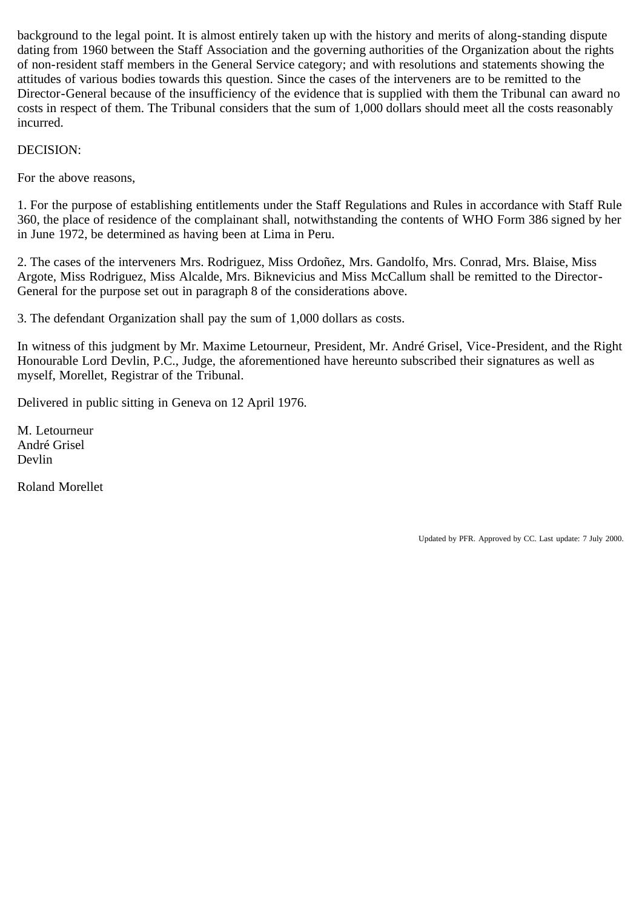background to the legal point. It is almost entirely taken up with the history and merits of along-standing dispute dating from 1960 between the Staff Association and the governing authorities of the Organization about the rights of non-resident staff members in the General Service category; and with resolutions and statements showing the attitudes of various bodies towards this question. Since the cases of the interveners are to be remitted to the Director-General because of the insufficiency of the evidence that is supplied with them the Tribunal can award no costs in respect of them. The Tribunal considers that the sum of 1,000 dollars should meet all the costs reasonably incurred.

DECISION:

For the above reasons,

1. For the purpose of establishing entitlements under the Staff Regulations and Rules in accordance with Staff Rule 360, the place of residence of the complainant shall, notwithstanding the contents of WHO Form 386 signed by her in June 1972, be determined as having been at Lima in Peru.

2. The cases of the interveners Mrs. Rodriguez, Miss Ordoñez, Mrs. Gandolfo, Mrs. Conrad, Mrs. Blaise, Miss Argote, Miss Rodriguez, Miss Alcalde, Mrs. Biknevicius and Miss McCallum shall be remitted to the Director-General for the purpose set out in paragraph 8 of the considerations above.

3. The defendant Organization shall pay the sum of 1,000 dollars as costs.

In witness of this judgment by Mr. Maxime Letourneur, President, Mr. André Grisel, Vice-President, and the Right Honourable Lord Devlin, P.C., Judge, the aforementioned have hereunto subscribed their signatures as well as myself, Morellet, Registrar of the Tribunal.

Delivered in public sitting in Geneva on 12 April 1976.

M. Letourneur
André Grisel
Devlin

Roland Morellet

Updated by PFR. Approved by CC. Last update: 7 July 2000.